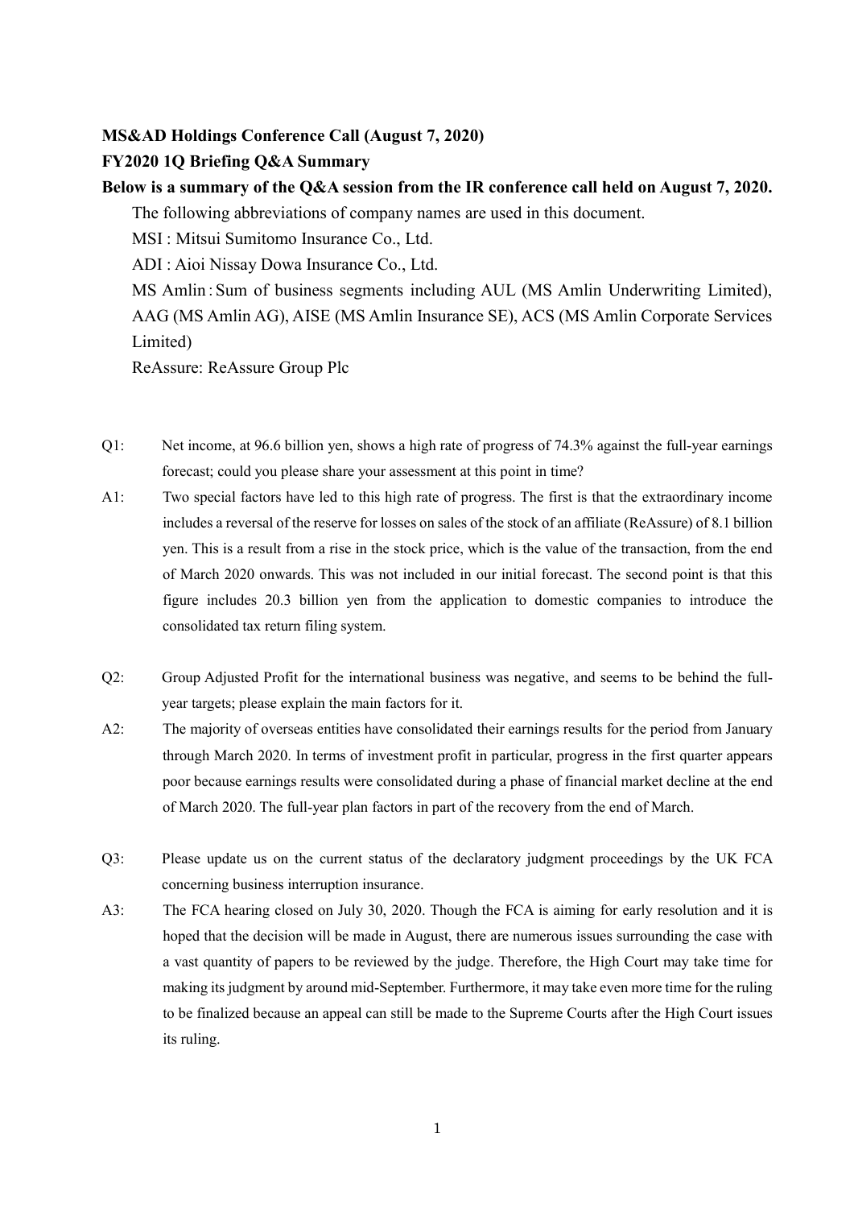**MS&AD Holdings Conference Call (August 7, 2020)**

**FY2020 1Q Briefing Q&A Summary**

**Below is a summary of the Q&A session from the IR conference call held on August 7, 2020.**

The following abbreviations of company names are used in this document.

MSI : Mitsui Sumitomo Insurance Co., Ltd.

ADI : Aioi Nissay Dowa Insurance Co., Ltd.

MS Amlin：Sum of business segments including AUL (MS Amlin Underwriting Limited), AAG (MS Amlin AG), AISE (MS Amlin Insurance SE), ACS (MS Amlin Corporate Services Limited)

ReAssure: ReAssure Group Plc

Q1: Net income, at 96.6 billion yen, shows a high rate of progress of 74.3% against the full-year earnings forecast; could you please share your assessment at this point in time?

A1: Two special factors have led to this high rate of progress. The first is that the extraordinary income includes a reversal of the reserve for losses on sales of the stock of an affiliate (ReAssure) of 8.1 billion yen. This is a result from a rise in the stock price, which is the value of the transaction, from the end of March 2020 onwards. This was not included in our initial forecast. The second point is that this figure includes 20.3 billion yen from the application to domestic companies to introduce the consolidated tax return filing system.

Q2: Group Adjusted Profit for the international business was negative, and seems to be behind the full-year targets; please explain the main factors for it.

A2: The majority of overseas entities have consolidated their earnings results for the period from January through March 2020. In terms of investment profit in particular, progress in the first quarter appears poor because earnings results were consolidated during a phase of financial market decline at the end of March 2020. The full-year plan factors in part of the recovery from the end of March.

Q3: Please update us on the current status of the declaratory judgment proceedings by the UK FCA concerning business interruption insurance.

A3: The FCA hearing closed on July 30, 2020. Though the FCA is aiming for early resolution and it is hoped that the decision will be made in August, there are numerous issues surrounding the case with a vast quantity of papers to be reviewed by the judge. Therefore, the High Court may take time for making its judgment by around mid-September. Furthermore, it may take even more time for the ruling to be finalized because an appeal can still be made to the Supreme Courts after the High Court issues its ruling.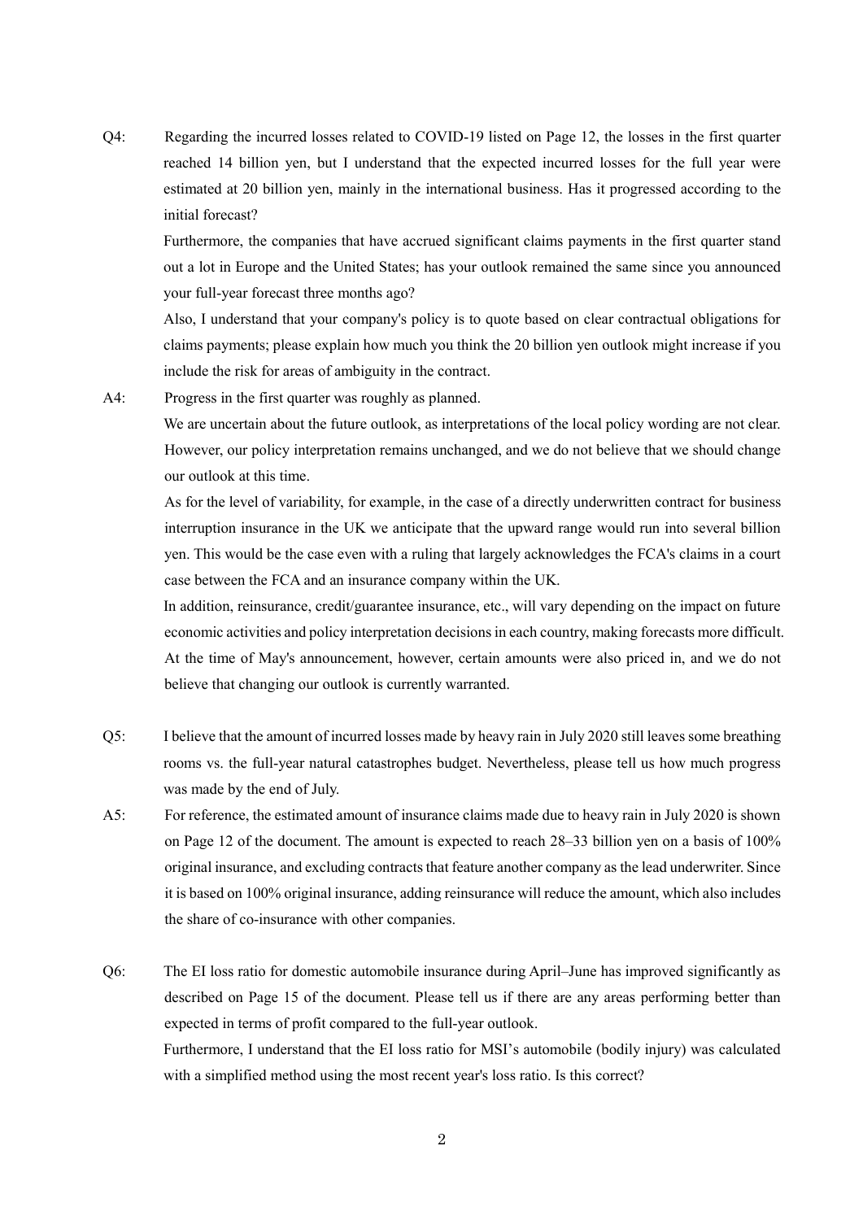Q4: Regarding the incurred losses related to COVID-19 listed on Page 12, the losses in the first quarter reached 14 billion yen, but I understand that the expected incurred losses for the full year were estimated at 20 billion yen, mainly in the international business. Has it progressed according to the initial forecast?

Furthermore, the companies that have accrued significant claims payments in the first quarter stand out a lot in Europe and the United States; has your outlook remained the same since you announced your full-year forecast three months ago?

Also, I understand that your company's policy is to quote based on clear contractual obligations for claims payments; please explain how much you think the 20 billion yen outlook might increase if you include the risk for areas of ambiguity in the contract.

A4: Progress in the first quarter was roughly as planned.

We are uncertain about the future outlook, as interpretations of the local policy wording are not clear. However, our policy interpretation remains unchanged, and we do not believe that we should change our outlook at this time.

As for the level of variability, for example, in the case of a directly underwritten contract for business interruption insurance in the UK we anticipate that the upward range would run into several billion yen. This would be the case even with a ruling that largely acknowledges the FCA's claims in a court case between the FCA and an insurance company within the UK.

In addition, reinsurance, credit/guarantee insurance, etc., will vary depending on the impact on future economic activities and policy interpretation decisions in each country, making forecasts more difficult. At the time of May's announcement, however, certain amounts were also priced in, and we do not believe that changing our outlook is currently warranted.

Q5: I believe that the amount of incurred losses made by heavy rain in July 2020 still leaves some breathing rooms vs. the full-year natural catastrophes budget. Nevertheless, please tell us how much progress was made by the end of July.

A5: For reference, the estimated amount of insurance claims made due to heavy rain in July 2020 is shown on Page 12 of the document. The amount is expected to reach 28–33 billion yen on a basis of 100% original insurance, and excluding contracts that feature another company as the lead underwriter. Since it is based on 100% original insurance, adding reinsurance will reduce the amount, which also includes the share of co-insurance with other companies.

Q6: The EI loss ratio for domestic automobile insurance during April–June has improved significantly as described on Page 15 of the document. Please tell us if there are any areas performing better than expected in terms of profit compared to the full-year outlook.

Furthermore, I understand that the EI loss ratio for MSI's automobile (bodily injury) was calculated with a simplified method using the most recent year's loss ratio. Is this correct?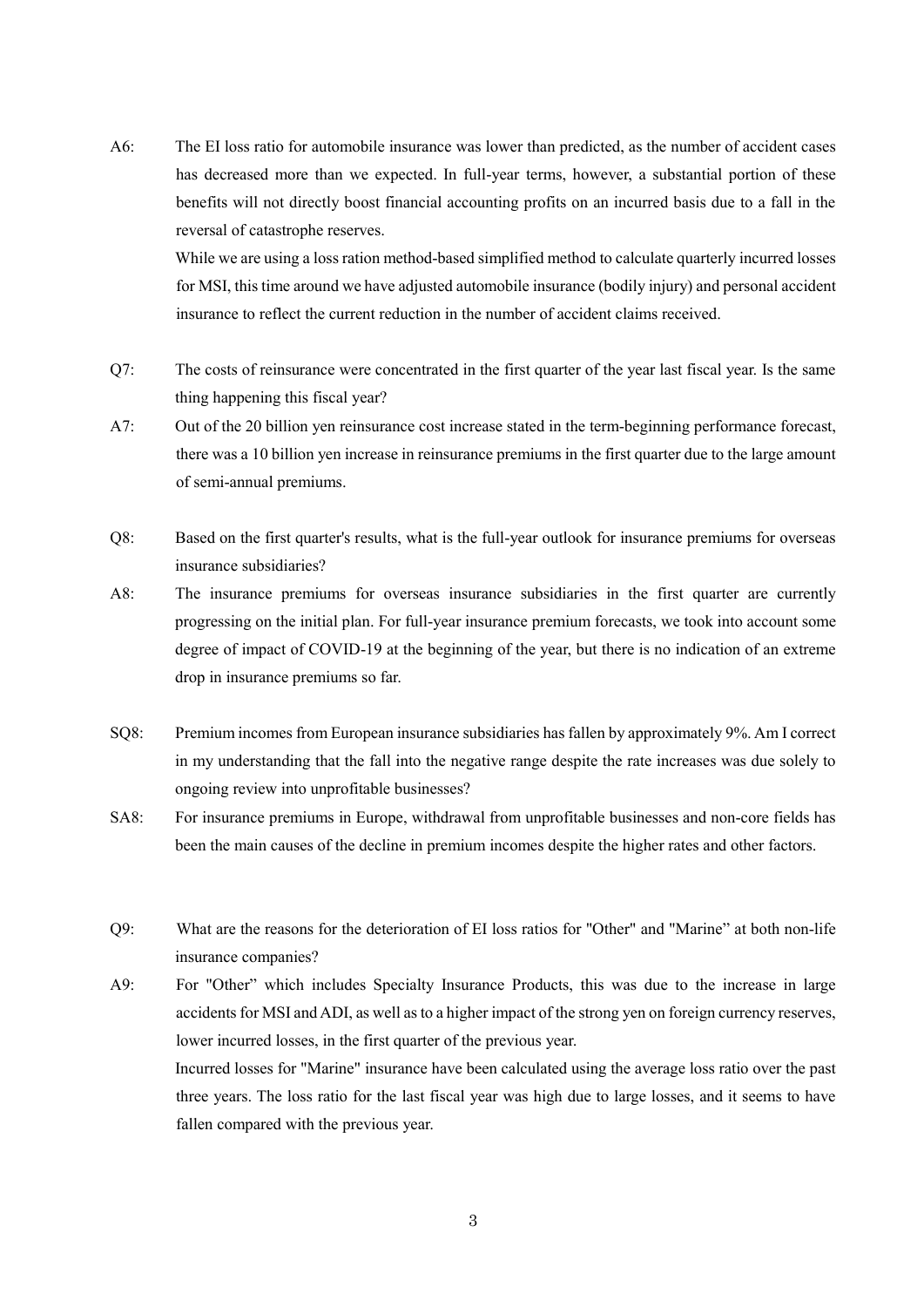A6: The EI loss ratio for automobile insurance was lower than predicted, as the number of accident cases has decreased more than we expected. In full-year terms, however, a substantial portion of these benefits will not directly boost financial accounting profits on an incurred basis due to a fall in the reversal of catastrophe reserves.

While we are using a loss ration method-based simplified method to calculate quarterly incurred losses for MSI, this time around we have adjusted automobile insurance (bodily injury) and personal accident insurance to reflect the current reduction in the number of accident claims received.

Q7: The costs of reinsurance were concentrated in the first quarter of the year last fiscal year. Is the same thing happening this fiscal year?

A7: Out of the 20 billion yen reinsurance cost increase stated in the term-beginning performance forecast, there was a 10 billion yen increase in reinsurance premiums in the first quarter due to the large amount of semi-annual premiums.

Q8: Based on the first quarter's results, what is the full-year outlook for insurance premiums for overseas insurance subsidiaries?

A8: The insurance premiums for overseas insurance subsidiaries in the first quarter are currently progressing on the initial plan. For full-year insurance premium forecasts, we took into account some degree of impact of COVID-19 at the beginning of the year, but there is no indication of an extreme drop in insurance premiums so far.

SQ8: Premium incomes from European insurance subsidiaries has fallen by approximately 9%. Am I correct in my understanding that the fall into the negative range despite the rate increases was due solely to ongoing review into unprofitable businesses?

SA8: For insurance premiums in Europe, withdrawal from unprofitable businesses and non-core fields has been the main causes of the decline in premium incomes despite the higher rates and other factors.

Q9: What are the reasons for the deterioration of EI loss ratios for "Other" and "Marine" at both non-life insurance companies?

A9: For "Other" which includes Specialty Insurance Products, this was due to the increase in large accidents for MSI and ADI, as well as to a higher impact of the strong yen on foreign currency reserves, lower incurred losses, in the first quarter of the previous year.

Incurred losses for "Marine" insurance have been calculated using the average loss ratio over the past three years. The loss ratio for the last fiscal year was high due to large losses, and it seems to have fallen compared with the previous year.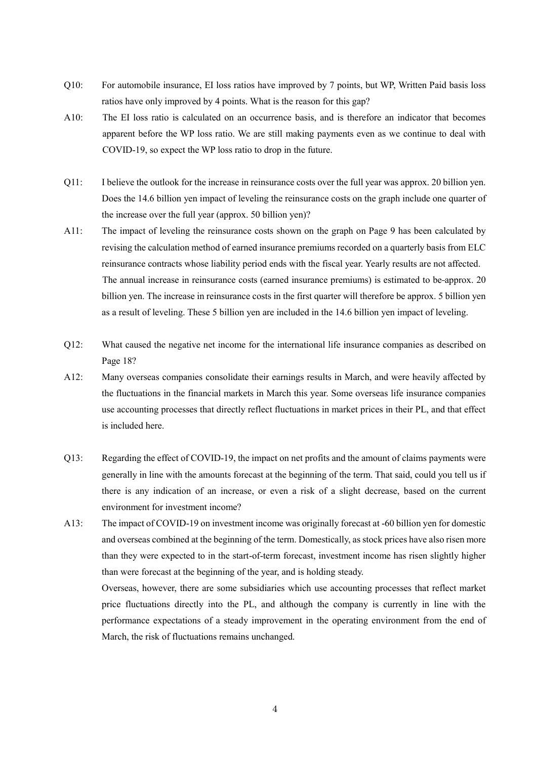Q10: For automobile insurance, EI loss ratios have improved by 7 points, but WP, Written Paid basis loss ratios have only improved by 4 points. What is the reason for this gap?

A10: The EI loss ratio is calculated on an occurrence basis, and is therefore an indicator that becomes apparent before the WP loss ratio. We are still making payments even as we continue to deal with COVID-19, so expect the WP loss ratio to drop in the future.

Q11: I believe the outlook for the increase in reinsurance costs over the full year was approx. 20 billion yen. Does the 14.6 billion yen impact of leveling the reinsurance costs on the graph include one quarter of the increase over the full year (approx. 50 billion yen)?

A11: The impact of leveling the reinsurance costs shown on the graph on Page 9 has been calculated by revising the calculation method of earned insurance premiums recorded on a quarterly basis from ELC reinsurance contracts whose liability period ends with the fiscal year. Yearly results are not affected. The annual increase in reinsurance costs (earned insurance premiums) is estimated to be approx. 20 billion yen. The increase in reinsurance costs in the first quarter will therefore be approx. 5 billion yen as a result of leveling. These 5 billion yen are included in the 14.6 billion yen impact of leveling.

Q12: What caused the negative net income for the international life insurance companies as described on Page 18?

A12: Many overseas companies consolidate their earnings results in March, and were heavily affected by the fluctuations in the financial markets in March this year. Some overseas life insurance companies use accounting processes that directly reflect fluctuations in market prices in their PL, and that effect is included here.

Q13: Regarding the effect of COVID-19, the impact on net profits and the amount of claims payments were generally in line with the amounts forecast at the beginning of the term. That said, could you tell us if there is any indication of an increase, or even a risk of a slight decrease, based on the current environment for investment income?

A13: The impact of COVID-19 on investment income was originally forecast at -60 billion yen for domestic and overseas combined at the beginning of the term. Domestically, as stock prices have also risen more than they were expected to in the start-of-term forecast, investment income has risen slightly higher than were forecast at the beginning of the year, and is holding steady.

Overseas, however, there are some subsidiaries which use accounting processes that reflect market price fluctuations directly into the PL, and although the company is currently in line with the performance expectations of a steady improvement in the operating environment from the end of March, the risk of fluctuations remains unchanged.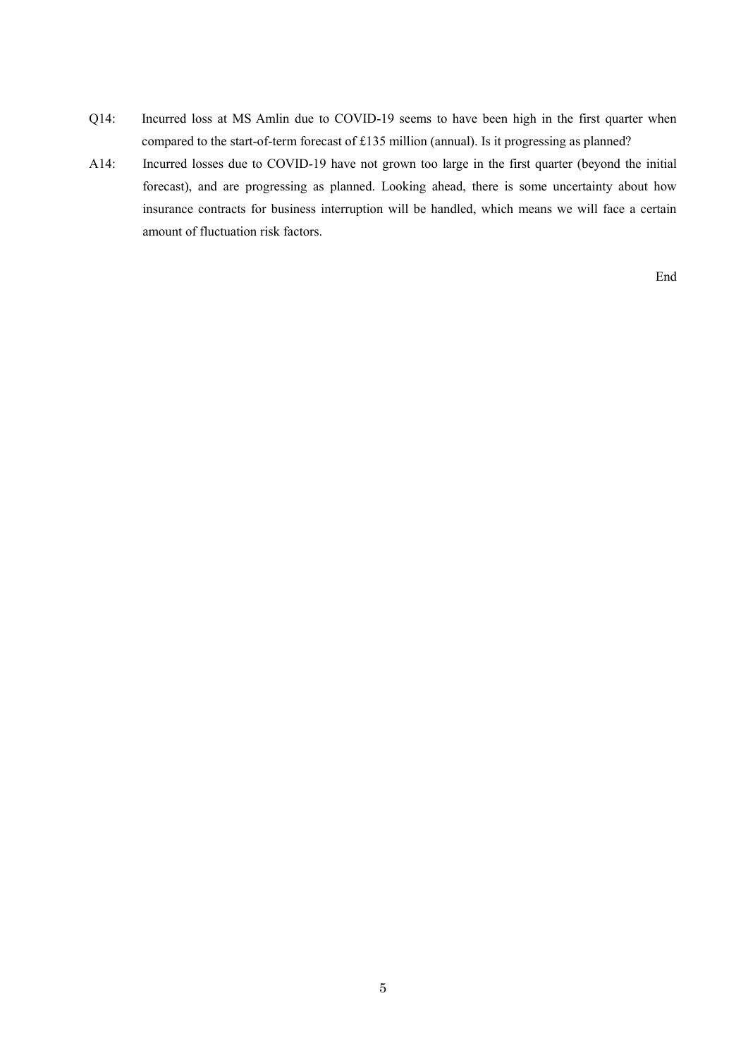Q14: Incurred loss at MS Amlin due to COVID-19 seems to have been high in the first quarter when compared to the start-of-term forecast of £135 million (annual). Is it progressing as planned?

A14: Incurred losses due to COVID-19 have not grown too large in the first quarter (beyond the initial forecast), and are progressing as planned. Looking ahead, there is some uncertainty about how insurance contracts for business interruption will be handled, which means we will face a certain amount of fluctuation risk factors.

End